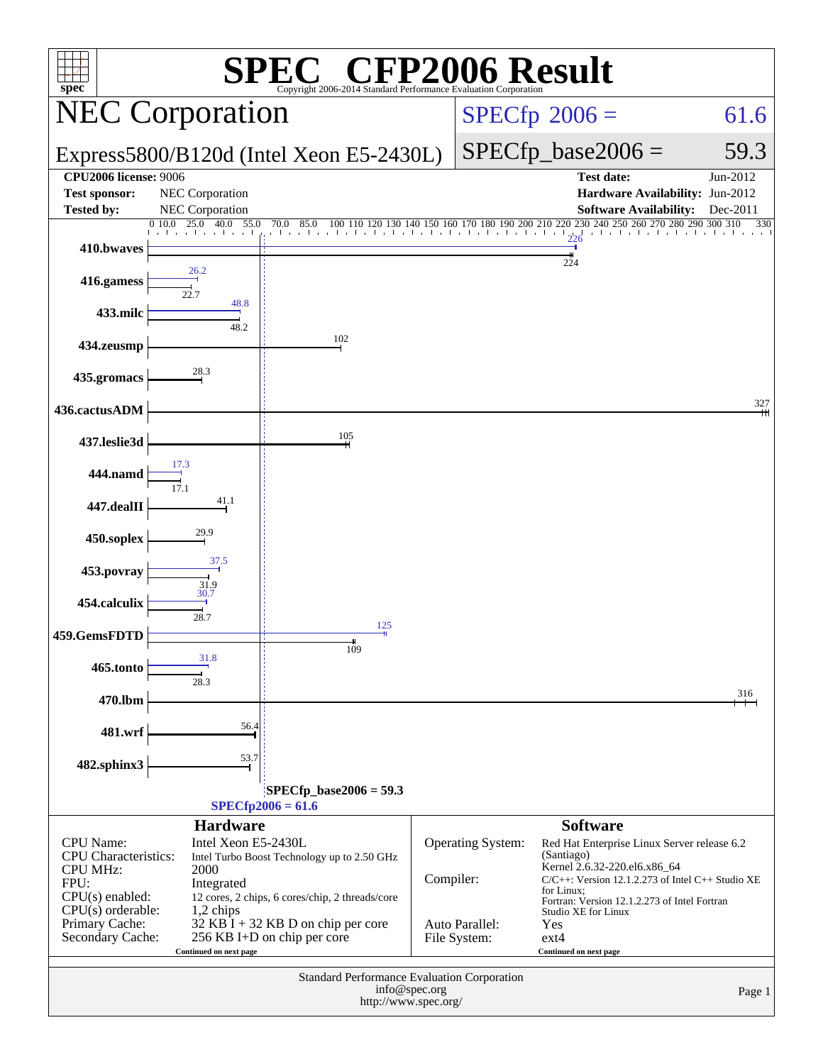# SPEC® CFP2006 Result

Copyright 2006-2014 Standard Performance Evaluation Corporation

## NEC Corporation

## Express5800/B120d (Intel Xeon E5-2430L)

SPECfp 2006 = 61.6

SPECfp_base2006 = 59.3

| | | | |
|---|---|---|---|
| **CPU2006 license:** 9006 | | **Test date:** | Jun-2012 |
| **Test sponsor:** | NEC Corporation | **Hardware Availability:** | Jun-2012 |
| **Tested by:** | NEC Corporation | **Software Availability:** | Dec-2011 |

| Benchmark | Peak | Base |
|---|---|---|
| 410.bwaves | 226 | 224 |
| 416.gamess | 26.2 | 22.7 |
| 433.milc | 48.8 | 48.2 |
| 434.zeusmp | | 102 |
| 435.gromacs | | 28.3 |
| 436.cactusADM | | 327 |
| 437.leslie3d | | 105 |
| 444.namd | 17.3 | 17.1 |
| 447.dealII | | 41.1 |
| 450.soplex | | 29.9 |
| 453.povray | 37.5 | 31.9 |
| 454.calculix | 30.7 | 28.7 |
| 459.GemsFDTD | 125 | 109 |
| 465.tonto | 31.8 | 28.3 |
| 470.lbm | | 316 |
| 481.wrf | | 56.4 |
| 482.sphinx3 | | 53.7 |

SPECfp_base2006 = 59.3

SPECfp2006 = 61.6

### Hardware

| | |
|---|---|
| CPU Name: | Intel Xeon E5-2430L |
| CPU Characteristics: | Intel Turbo Boost Technology up to 2.50 GHz |
| CPU MHz: | 2000 |
| FPU: | Integrated |
| CPU(s) enabled: | 12 cores, 2 chips, 6 cores/chip, 2 threads/core |
| CPU(s) orderable: | 1,2 chips |
| Primary Cache: | 32 KB I + 32 KB D on chip per core |
| Secondary Cache: | 256 KB I+D on chip per core |

Continued on next page

### Software

| | |
|---|---|
| Operating System: | Red Hat Enterprise Linux Server release 6.2 (Santiago) Kernel 2.6.32-220.el6.x86_64 |
| Compiler: | C/C++: Version 12.1.2.273 of Intel C++ Studio XE for Linux; Fortran: Version 12.1.2.273 of Intel Fortran Studio XE for Linux |
| Auto Parallel: | Yes |
| File System: | ext4 |

Continued on next page

Standard Performance Evaluation Corporation
info@spec.org
http://www.spec.org/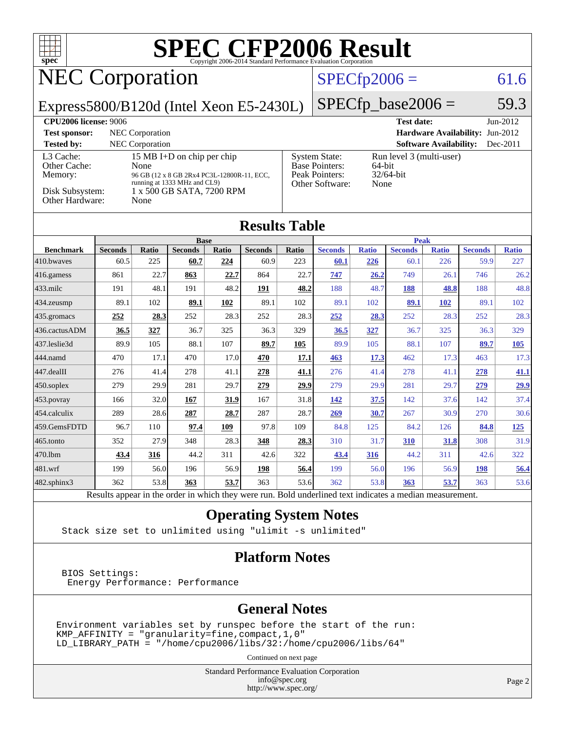# SPEC CFP2006 Result

Copyright 2006-2014 Standard Performance Evaluation Corporation

## NEC Corporation

Express5800/B120d (Intel Xeon E5-2430L)

SPECfp2006 = 61.6

SPECfp_base2006 = 59.3

| | | | |
|---|---|---|---|
| **CPU2006 license:** 9006 | | **Test date:** | Jun-2012 |
| **Test sponsor:** | NEC Corporation | **Hardware Availability:** | Jun-2012 |
| **Tested by:** | NEC Corporation | **Software Availability:** | Dec-2011 |

| | | | |
|---|---|---|---|
| L3 Cache: | 15 MB I+D on chip per chip | System State: | Run level 3 (multi-user) |
| Other Cache: | None | Base Pointers: | 64-bit |
| Memory: | 96 GB (12 x 8 GB 2Rx4 PC3L-12800R-11, ECC, running at 1333 MHz and CL9) | Peak Pointers: | 32/64-bit |
| Disk Subsystem: | 1 x 500 GB SATA, 7200 RPM | Other Software: | None |
| Other Hardware: | None | | |

## Results Table

| Benchmark | Base | | | | | | Peak | | | | | |
|---|---|---|---|---|---|---|---|---|---|---|---|---|
| | Seconds | Ratio | Seconds | Ratio | Seconds | Ratio | Seconds | Ratio | Seconds | Ratio | Seconds | Ratio |
| 410.bwaves | 60.5 | 225 | **60.7** | **224** | 60.9 | 223 | **60.1** | **226** | 60.1 | 226 | 59.9 | 227 |
| 416.gamess | 861 | 22.7 | **863** | **22.7** | 864 | 22.7 | **747** | **26.2** | 749 | 26.1 | 746 | 26.2 |
| 433.milc | 191 | 48.1 | 191 | 48.2 | **191** | **48.2** | 188 | 48.7 | **188** | **48.8** | 188 | 48.8 |
| 434.zeusmp | 89.1 | 102 | **89.1** | **102** | 89.1 | 102 | 89.1 | 102 | **89.1** | **102** | 89.1 | 102 |
| 435.gromacs | **252** | **28.3** | 252 | 28.3 | 252 | 28.3 | **252** | **28.3** | 252 | 28.3 | 252 | 28.3 |
| 436.cactusADM | **36.5** | **327** | 36.7 | 325 | 36.3 | 329 | **36.5** | **327** | 36.7 | 325 | 36.3 | 329 |
| 437.leslie3d | 89.9 | 105 | 88.1 | 107 | **89.7** | **105** | 89.9 | 105 | 88.1 | 107 | **89.7** | **105** |
| 444.namd | 470 | 17.1 | 470 | 17.0 | **470** | **17.1** | **463** | **17.3** | 462 | 17.3 | 463 | 17.3 |
| 447.dealII | 276 | 41.4 | 278 | 41.1 | **278** | **41.1** | 276 | 41.4 | 278 | 41.1 | **278** | **41.1** |
| 450.soplex | 279 | 29.9 | 281 | 29.7 | **279** | **29.9** | 279 | 29.9 | 281 | 29.7 | **279** | **29.9** |
| 453.povray | 166 | 32.0 | **167** | **31.9** | 167 | 31.8 | **142** | **37.5** | 142 | 37.6 | 142 | 37.4 |
| 454.calculix | 289 | 28.6 | **287** | **28.7** | 287 | 28.7 | **269** | **30.7** | 267 | 30.9 | 270 | 30.6 |
| 459.GemsFDTD | 96.7 | 110 | **97.4** | **109** | 97.8 | 109 | 84.8 | 125 | 84.2 | 126 | **84.8** | **125** |
| 465.tonto | 352 | 27.9 | 348 | 28.3 | **348** | **28.3** | 310 | 31.7 | **310** | **31.8** | 308 | 31.9 |
| 470.lbm | **43.4** | **316** | 44.2 | 311 | 42.6 | 322 | **43.4** | **316** | 44.2 | 311 | 42.6 | 322 |
| 481.wrf | 199 | 56.0 | 196 | 56.9 | **198** | **56.4** | 199 | 56.0 | 196 | 56.9 | **198** | **56.4** |
| 482.sphinx3 | 362 | 53.8 | **363** | **53.7** | 363 | 53.6 | 362 | 53.8 | **363** | **53.7** | 363 | 53.6 |

Results appear in the order in which they were run. Bold underlined text indicates a median measurement.

## Operating System Notes

```
Stack size set to unlimited using "ulimit -s unlimited"
```

## Platform Notes

```
BIOS Settings:
 Energy Performance: Performance
```

## General Notes

```
Environment variables set by runspec before the start of the run:
KMP_AFFINITY = "granularity=fine,compact,1,0"
LD_LIBRARY_PATH = "/home/cpu2006/libs/32:/home/cpu2006/libs/64"
```

Continued on next page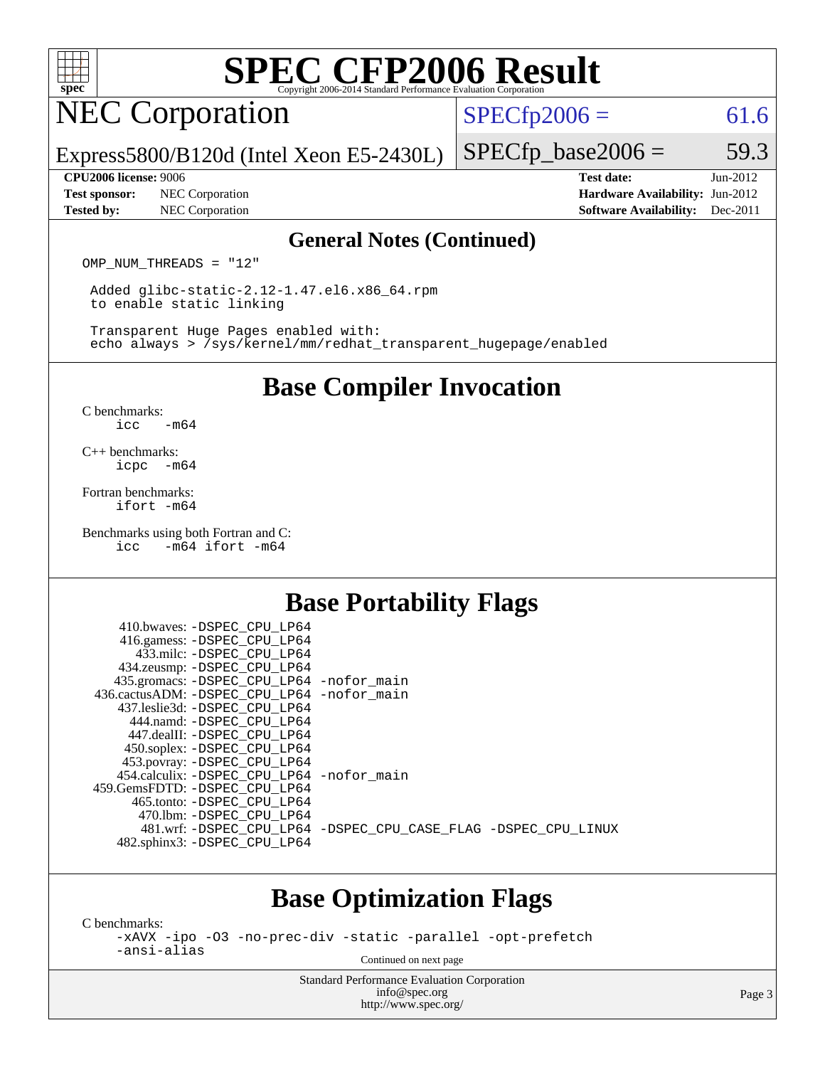# SPEC CFP2006 Result

Copyright 2006-2014 Standard Performance Evaluation Corporation

## NEC Corporation

Express5800/B120d (Intel Xeon E5-2430L)

SPECfp2006 = 61.6

SPECfp_base2006 = 59.3

**CPU2006 license:** 9006 **Test date:** Jun-2012
**Test sponsor:** NEC Corporation **Hardware Availability:** Jun-2012
**Tested by:** NEC Corporation **Software Availability:** Dec-2011

### General Notes (Continued)

```
OMP_NUM_THREADS = "12"

 Added glibc-static-2.12-1.47.el6.x86_64.rpm
 to enable static linking

 Transparent Huge Pages enabled with:
 echo always > /sys/kernel/mm/redhat_transparent_hugepage/enabled
```

## Base Compiler Invocation

C benchmarks:
```
icc   -m64
```

C++ benchmarks:
```
icpc  -m64
```

Fortran benchmarks:
```
ifort -m64
```

Benchmarks using both Fortran and C:
```
icc   -m64 ifort -m64
```

## Base Portability Flags

| Benchmark | Flags |
|---|---|
| 410.bwaves: | -DSPEC_CPU_LP64 |
| 416.gamess: | -DSPEC_CPU_LP64 |
| 433.milc: | -DSPEC_CPU_LP64 |
| 434.zeusmp: | -DSPEC_CPU_LP64 |
| 435.gromacs: | -DSPEC_CPU_LP64 -nofor_main |
| 436.cactusADM: | -DSPEC_CPU_LP64 -nofor_main |
| 437.leslie3d: | -DSPEC_CPU_LP64 |
| 444.namd: | -DSPEC_CPU_LP64 |
| 447.dealII: | -DSPEC_CPU_LP64 |
| 450.soplex: | -DSPEC_CPU_LP64 |
| 453.povray: | -DSPEC_CPU_LP64 |
| 454.calculix: | -DSPEC_CPU_LP64 -nofor_main |
| 459.GemsFDTD: | -DSPEC_CPU_LP64 |
| 465.tonto: | -DSPEC_CPU_LP64 |
| 470.lbm: | -DSPEC_CPU_LP64 |
| 481.wrf: | -DSPEC_CPU_LP64 -DSPEC_CPU_CASE_FLAG -DSPEC_CPU_LINUX |
| 482.sphinx3: | -DSPEC_CPU_LP64 |

## Base Optimization Flags

C benchmarks:
```
-xAVX -ipo -O3 -no-prec-div -static -parallel -opt-prefetch
-ansi-alias
```

Continued on next page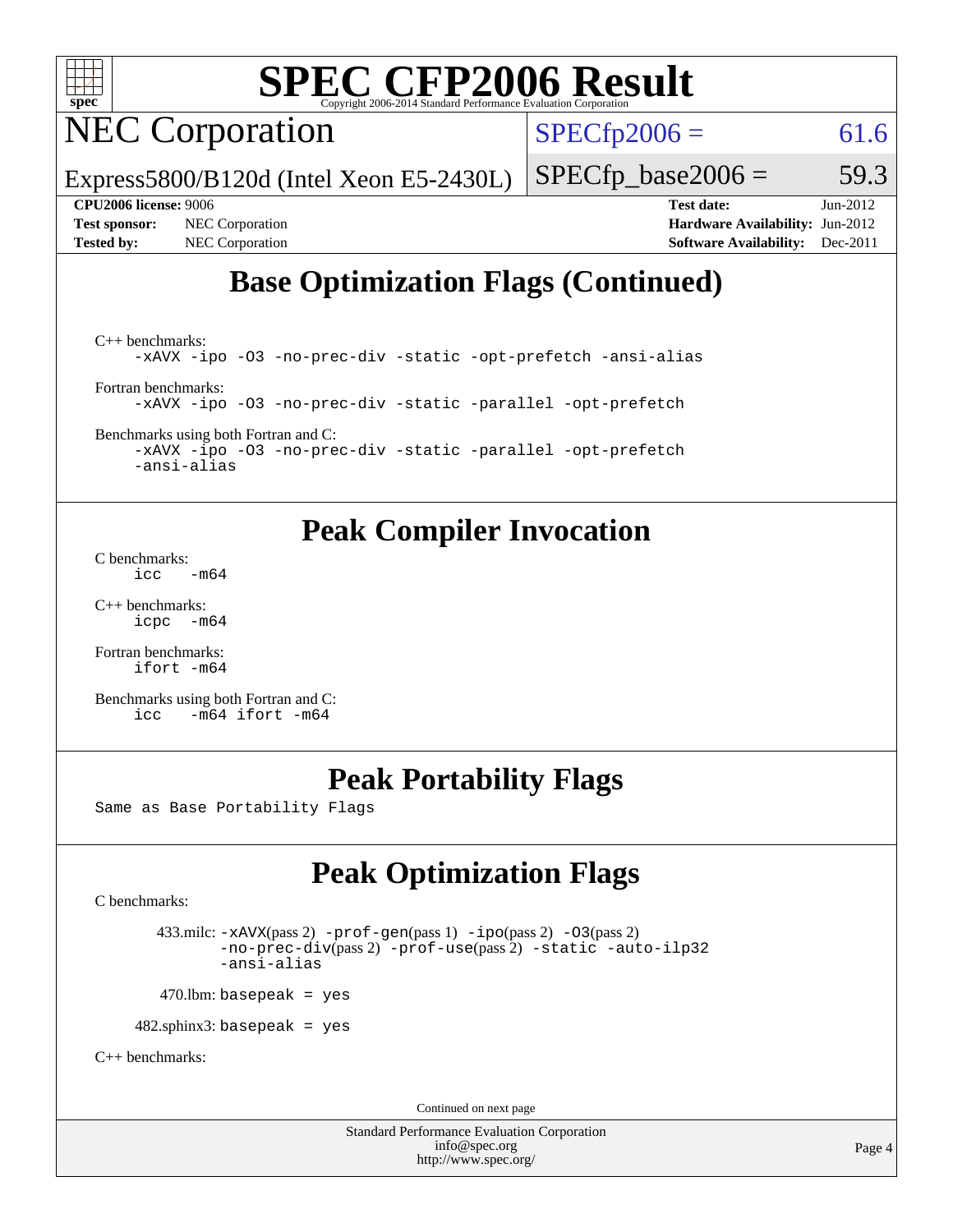# SPEC CFP2006 Result

Copyright 2006-2014 Standard Performance Evaluation Corporation

## NEC Corporation

Express5800/B120d (Intel Xeon E5-2430L)

SPECfp2006 = 61.6

SPECfp_base2006 = 59.3

**CPU2006 license:** 9006
**Test sponsor:** NEC Corporation
**Tested by:** NEC Corporation

**Test date:** Jun-2012
**Hardware Availability:** Jun-2012
**Software Availability:** Dec-2011

## Base Optimization Flags (Continued)

C++ benchmarks:
```
-xAVX -ipo -O3 -no-prec-div -static -opt-prefetch -ansi-alias
```

Fortran benchmarks:
```
-xAVX -ipo -O3 -no-prec-div -static -parallel -opt-prefetch
```

Benchmarks using both Fortran and C:
```
-xAVX -ipo -O3 -no-prec-div -static -parallel -opt-prefetch
-ansi-alias
```

## Peak Compiler Invocation

C benchmarks:
```
icc   -m64
```

C++ benchmarks:
```
icpc  -m64
```

Fortran benchmarks:
```
ifort -m64
```

Benchmarks using both Fortran and C:
```
icc   -m64 ifort -m64
```

## Peak Portability Flags

Same as Base Portability Flags

## Peak Optimization Flags

C benchmarks:

433.milc: -xAVX(pass 2) -prof-gen(pass 1) -ipo(pass 2) -O3(pass 2) -no-prec-div(pass 2) -prof-use(pass 2) -static -auto-ilp32 -ansi-alias

470.lbm: basepeak = yes

482.sphinx3: basepeak = yes

C++ benchmarks:

Continued on next page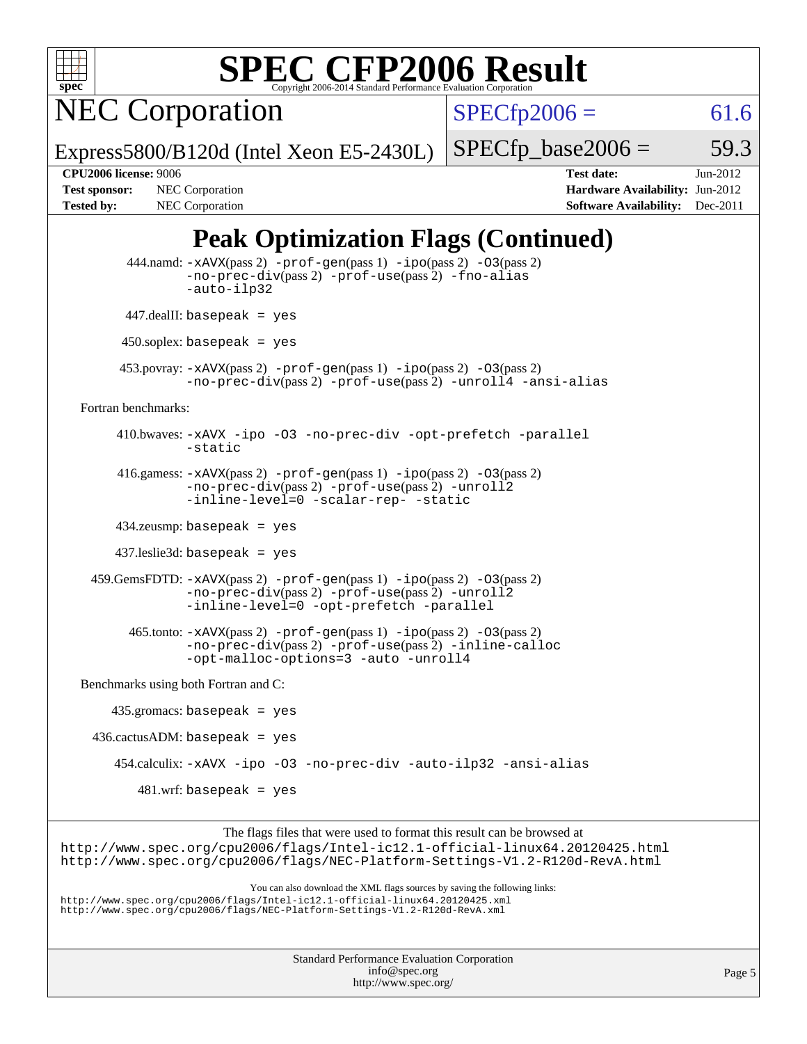# SPEC CFP2006 Result

Copyright 2006-2014 Standard Performance Evaluation Corporation

## NEC Corporation

Express5800/B120d (Intel Xeon E5-2430L)

SPECfp2006 = 61.6

SPECfp_base2006 = 59.3

**CPU2006 license:** 9006
**Test sponsor:** NEC Corporation
**Tested by:** NEC Corporation

**Test date:** Jun-2012
**Hardware Availability:** Jun-2012
**Software Availability:** Dec-2011

## Peak Optimization Flags (Continued)

444.namd: `-xAVX`(pass 2) `-prof-gen`(pass 1) `-ipo`(pass 2) `-O3`(pass 2) `-no-prec-div`(pass 2) `-prof-use`(pass 2) `-fno-alias` `-auto-ilp32`

447.dealII: `basepeak = yes`

450.soplex: `basepeak = yes`

453.povray: `-xAVX`(pass 2) `-prof-gen`(pass 1) `-ipo`(pass 2) `-O3`(pass 2) `-no-prec-div`(pass 2) `-prof-use`(pass 2) `-unroll4` `-ansi-alias`

Fortran benchmarks:

410.bwaves: `-xAVX -ipo -O3 -no-prec-div -opt-prefetch -parallel -static`

416.gamess: `-xAVX`(pass 2) `-prof-gen`(pass 1) `-ipo`(pass 2) `-O3`(pass 2) `-no-prec-div`(pass 2) `-prof-use`(pass 2) `-unroll2` `-inline-level=0 -scalar-rep- -static`

434.zeusmp: `basepeak = yes`

437.leslie3d: `basepeak = yes`

459.GemsFDTD: `-xAVX`(pass 2) `-prof-gen`(pass 1) `-ipo`(pass 2) `-O3`(pass 2) `-no-prec-div`(pass 2) `-prof-use`(pass 2) `-unroll2` `-inline-level=0 -opt-prefetch -parallel`

465.tonto: `-xAVX`(pass 2) `-prof-gen`(pass 1) `-ipo`(pass 2) `-O3`(pass 2) `-no-prec-div`(pass 2) `-prof-use`(pass 2) `-inline-calloc` `-opt-malloc-options=3 -auto -unroll4`

Benchmarks using both Fortran and C:

435.gromacs: `basepeak = yes`

436.cactusADM: `basepeak = yes`

454.calculix: `-xAVX -ipo -O3 -no-prec-div -auto-ilp32 -ansi-alias`

481.wrf: `basepeak = yes`

The flags files that were used to format this result can be browsed at
http://www.spec.org/cpu2006/flags/Intel-ic12.1-official-linux64.20120425.html
http://www.spec.org/cpu2006/flags/NEC-Platform-Settings-V1.2-R120d-RevA.html

You can also download the XML flags sources by saving the following links:
http://www.spec.org/cpu2006/flags/Intel-ic12.1-official-linux64.20120425.xml
http://www.spec.org/cpu2006/flags/NEC-Platform-Settings-V1.2-R120d-RevA.xml

Standard Performance Evaluation Corporation
info@spec.org
http://www.spec.org/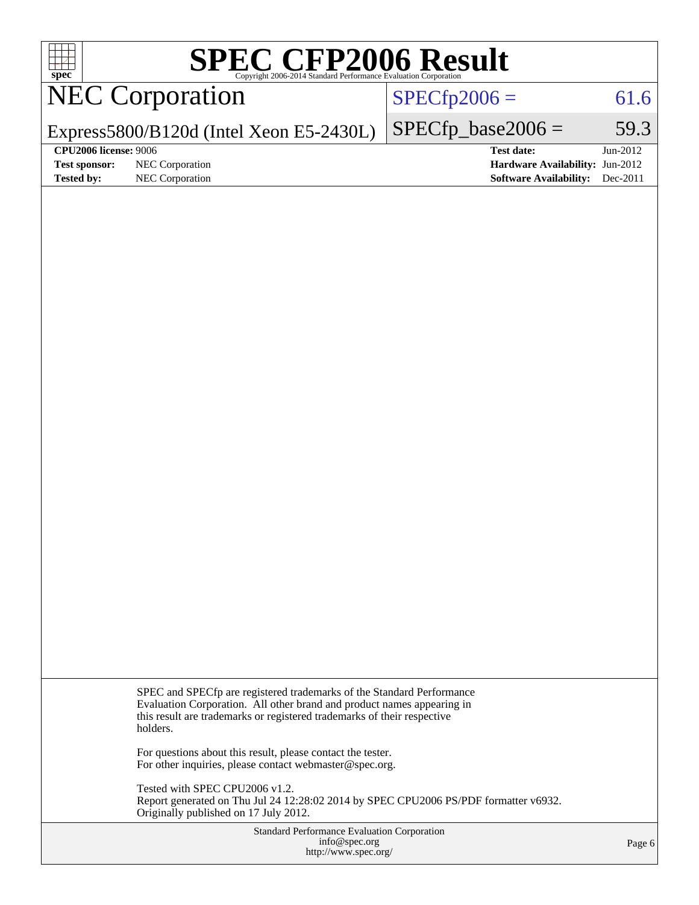SPEC and SPECfp are registered trademarks of the Standard Performance Evaluation Corporation. All other brand and product names appearing in this result are trademarks or registered trademarks of their respective holders.

For questions about this result, please contact the tester.
For other inquiries, please contact webmaster@spec.org.

Tested with SPEC CPU2006 v1.2.
Report generated on Thu Jul 24 12:28:02 2014 by SPEC CPU2006 PS/PDF formatter v6932.
Originally published on 17 July 2012.